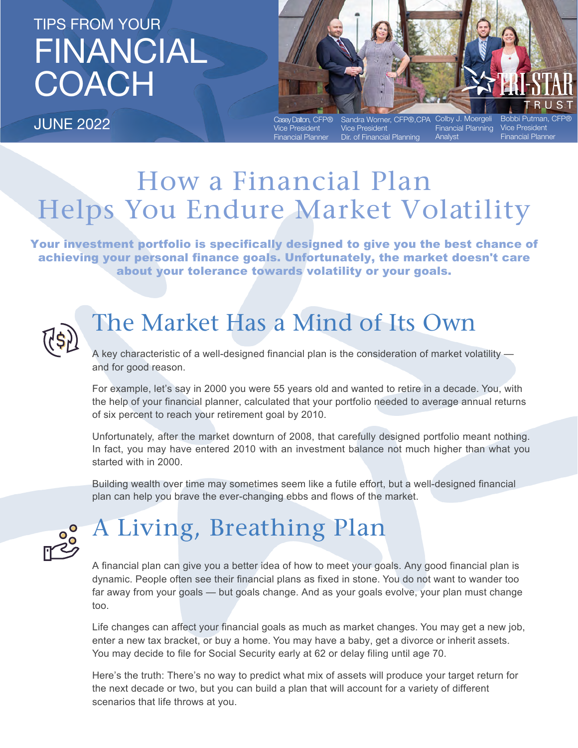TIPS FROM YOUR

# FINANCIAL COACH

JUNE 2022

Casey Dalton, CFP®
Vice President
Financial Planner

Sandra Worner, CFP®,CPA
Vice President
Dir. of Financial Planning

Colby J. Moergeli
Financial Planning
Analyst

Bobbi Putman, CFP®
Vice President
Financial Planner

TRI-STAR TRUST

# How a Financial Plan Helps You Endure Market Volatility

**Your investment portfolio is specifically designed to give you the best chance of achieving your personal finance goals. Unfortunately, the market doesn't care about your tolerance towards volatility or your goals.**

## The Market Has a Mind of Its Own

A key characteristic of a well-designed financial plan is the consideration of market volatility — and for good reason.

For example, let's say in 2000 you were 55 years old and wanted to retire in a decade. You, with the help of your financial planner, calculated that your portfolio needed to average annual returns of six percent to reach your retirement goal by 2010.

Unfortunately, after the market downturn of 2008, that carefully designed portfolio meant nothing. In fact, you may have entered 2010 with an investment balance not much higher than what you started with in 2000.

Building wealth over time may sometimes seem like a futile effort, but a well-designed financial plan can help you brave the ever-changing ebbs and flows of the market.

## A Living, Breathing Plan

A financial plan can give you a better idea of how to meet your goals. Any good financial plan is dynamic. People often see their financial plans as fixed in stone. You do not want to wander too far away from your goals — but goals change. And as your goals evolve, your plan must change too.

Life changes can affect your financial goals as much as market changes. You may get a new job, enter a new tax bracket, or buy a home. You may have a baby, get a divorce or inherit assets. You may decide to file for Social Security early at 62 or delay filing until age 70.

Here's the truth: There's no way to predict what mix of assets will produce your target return for the next decade or two, but you can build a plan that will account for a variety of different scenarios that life throws at you.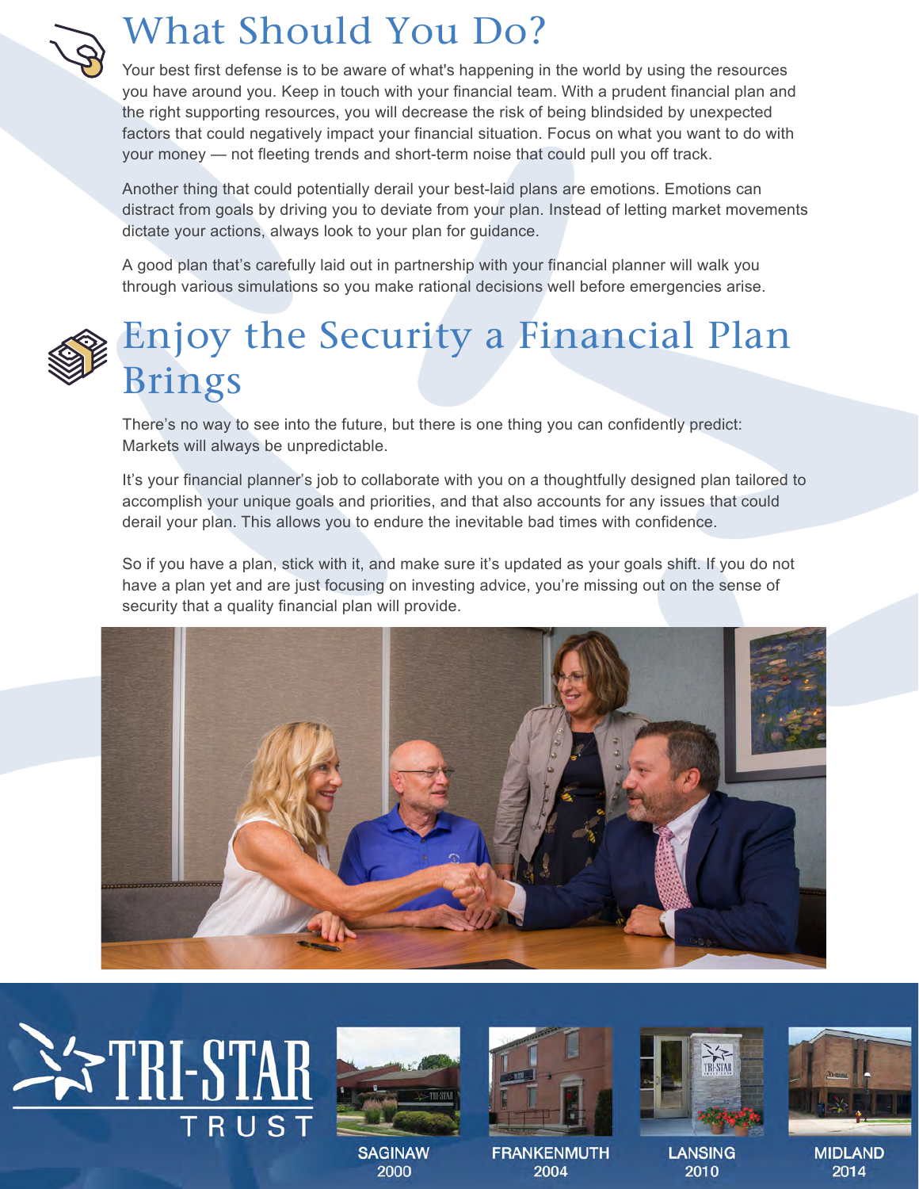# What Should You Do?

Your best first defense is to be aware of what's happening in the world by using the resources you have around you. Keep in touch with your financial team. With a prudent financial plan and the right supporting resources, you will decrease the risk of being blindsided by unexpected factors that could negatively impact your financial situation. Focus on what you want to do with your money — not fleeting trends and short-term noise that could pull you off track.

Another thing that could potentially derail your best-laid plans are emotions. Emotions can distract from goals by driving you to deviate from your plan. Instead of letting market movements dictate your actions, always look to your plan for guidance.

A good plan that's carefully laid out in partnership with your financial planner will walk you through various simulations so you make rational decisions well before emergencies arise.

# Enjoy the Security a Financial Plan Brings

There's no way to see into the future, but there is one thing you can confidently predict: Markets will always be unpredictable.

It's your financial planner's job to collaborate with you on a thoughtfully designed plan tailored to accomplish your unique goals and priorities, and that also accounts for any issues that could derail your plan. This allows you to endure the inevitable bad times with confidence.

So if you have a plan, stick with it, and make sure it's updated as your goals shift. If you do not have a plan yet and are just focusing on investing advice, you're missing out on the sense of security that a quality financial plan will provide.

TRI-STAR TRUST

SAGINAW 2000

FRANKENMUTH 2004

LANSING 2010

MIDLAND 2014